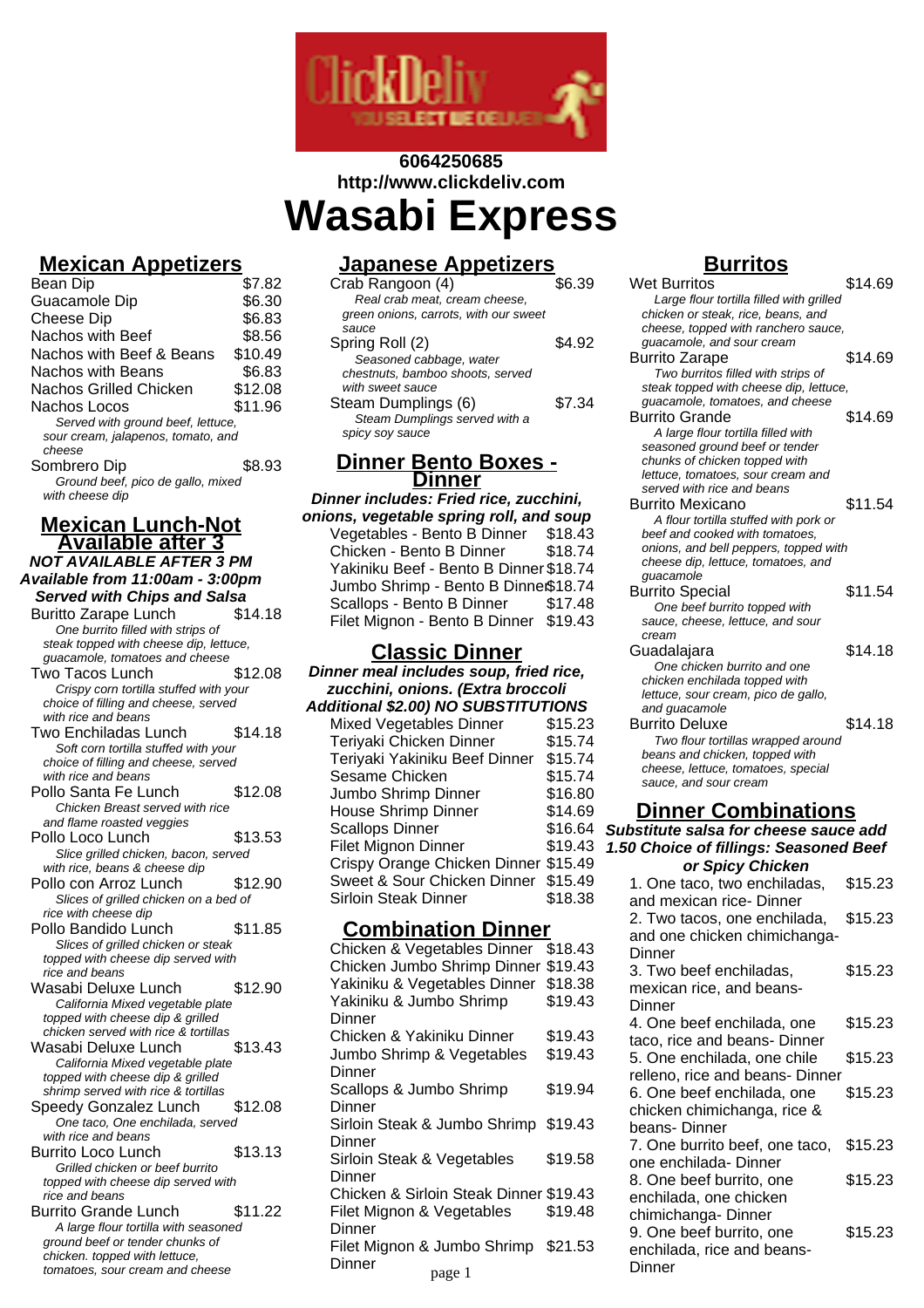6064250685
http://www.clickdeliv.com

# Wasabi Express

## Mexican Appetizers

| | |
|---|---|
| Bean Dip | $7.82 |
| Guacamole Dip | $6.30 |
| Cheese Dip | $6.83 |
| Nachos with Beef | $8.56 |
| Nachos with Beef & Beans | $10.49 |
| Nachos with Beans | $6.83 |
| Nachos Grilled Chicken | $12.08 |
| Nachos Locos | $11.96 |

*Served with ground beef, lettuce, sour cream, jalapenos, tomato, and cheese*

| | |
|---|---|
| Sombrero Dip | $8.93 |

*Ground beef, pico de gallo, mixed with cheese dip*

## Mexican Lunch-Not Available after 3

**NOT AVAILABLE AFTER 3 PM**
**Available from 11:00am - 3:00pm**
**Served with Chips and Salsa**

Buritto Zarape Lunch — $14.18
*One burrito filled with strips of steak topped with cheese dip, lettuce, guacamole, tomatoes and cheese*

Two Tacos Lunch — $12.08
*Crispy corn tortilla stuffed with your choice of filling and cheese, served with rice and beans*

Two Enchiladas Lunch — $14.18
*Soft corn tortilla stuffed with your choice of filling and cheese, served with rice and beans*

Pollo Santa Fe Lunch — $12.08
*Chicken Breast served with rice and flame roasted veggies*

Pollo Loco Lunch — $13.53
*Slice grilled chicken, bacon, served with rice, beans & cheese dip*

Pollo con Arroz Lunch — $12.90
*Slices of grilled chicken on a bed of rice with cheese dip*

Pollo Bandido Lunch — $11.85
*Slices of grilled chicken or steak topped with cheese dip served with rice and beans*

Wasabi Deluxe Lunch — $12.90
*California Mixed vegetable plate topped with cheese dip & grilled chicken served with rice & tortillas*

Wasabi Deluxe Lunch — $13.43
*California Mixed vegetable plate topped with cheese dip & grilled shrimp served with rice & tortillas*

Speedy Gonzalez Lunch — $12.08
*One taco, One enchilada, served with rice and beans*

Burrito Loco Lunch — $13.13
*Grilled chicken or beef burrito topped with cheese dip served with rice and beans*

Burrito Grande Lunch — $11.22
*A large flour tortilla with seasoned ground beef or tender chunks of chicken. topped with lettuce, tomatoes, sour cream and cheese*

## Japanese Appetizers

Crab Rangoon (4) — $6.39
*Real crab meat, cream cheese, green onions, carrots, with our sweet sauce*

Spring Roll (2) — $4.92
*Seasoned cabbage, water chestnuts, bamboo shoots, served with sweet sauce*

Steam Dumplings (6) — $7.34
*Steam Dumplings served with a spicy soy sauce*

## Dinner Bento Boxes - Dinner

**Dinner includes: Fried rice, zucchini, onions, vegetable spring roll, and soup**

| | |
|---|---|
| Vegetables - Bento B Dinner | $18.43 |
| Chicken - Bento B Dinner | $18.74 |
| Yakiniku Beef - Bento B Dinner | $18.74 |
| Jumbo Shrimp - Bento B Dinner | $18.74 |
| Scallops - Bento B Dinner | $17.48 |
| Filet Mignon - Bento B Dinner | $19.43 |

## Classic Dinner

**Dinner meal includes soup, fried rice, zucchini, onions. (Extra broccoli Additional $2.00) NO SUBSTITUTIONS**

| | |
|---|---|
| Mixed Vegetables Dinner | $15.23 |
| Teriyaki Chicken Dinner | $15.74 |
| Teriyaki Yakiniku Beef Dinner | $15.74 |
| Sesame Chicken | $15.74 |
| Jumbo Shrimp Dinner | $16.80 |
| House Shrimp Dinner | $14.69 |
| Scallops Dinner | $16.64 |
| Filet Mignon Dinner | $19.43 |
| Crispy Orange Chicken Dinner | $15.49 |
| Sweet & Sour Chicken Dinner | $15.49 |
| Sirloin Steak Dinner | $18.38 |

## Combination Dinner

| | |
|---|---|
| Chicken & Vegetables Dinner | $18.43 |
| Chicken Jumbo Shrimp Dinner | $19.43 |
| Yakiniku & Vegetables Dinner | $18.38 |
| Yakiniku & Jumbo Shrimp Dinner | $19.43 |
| Chicken & Yakiniku Dinner | $19.43 |
| Jumbo Shrimp & Vegetables Dinner | $19.43 |
| Scallops & Jumbo Shrimp Dinner | $19.94 |
| Sirloin Steak & Jumbo Shrimp Dinner | $19.43 |
| Sirloin Steak & Vegetables Dinner | $19.58 |
| Chicken & Sirloin Steak Dinner | $19.43 |
| Filet Mignon & Vegetables Dinner | $19.48 |
| Filet Mignon & Jumbo Shrimp Dinner | $21.53 |

## Burritos

Wet Burritos — $14.69
*Large flour tortilla filled with grilled chicken or steak, rice, beans, and cheese, topped with ranchero sauce, guacamole, and sour cream*

Burrito Zarape — $14.69
*Two burritos filled with strips of steak topped with cheese dip, lettuce, guacamole, tomatoes, and cheese*

Burrito Grande — $14.69
*A large flour tortilla filled with seasoned ground beef or tender chunks of chicken topped with lettuce, tomatoes, sour cream and served with rice and beans*

Burrito Mexicano — $11.54
*A flour tortilla stuffed with pork or beef and cooked with tomatoes, onions, and bell peppers, topped with cheese dip, lettuce, tomatoes, and guacamole*

Burrito Special — $11.54
*One beef burrito topped with sauce, cheese, lettuce, and sour cream*

Guadalajara — $14.18
*One chicken burrito and one chicken enchilada topped with lettuce, sour cream, pico de gallo, and guacamole*

Burrito Deluxe — $14.18
*Two flour tortillas wrapped around beans and chicken, topped with cheese, lettuce, tomatoes, special sauce, and sour cream*

## Dinner Combinations

**Substitute salsa for cheese sauce add 1.50 Choice of fillings: Seasoned Beef or Spicy Chicken**

| | |
|---|---|
| 1. One taco, two enchiladas, and mexican rice- Dinner | $15.23 |
| 2. Two tacos, one enchilada, and one chicken chimichanga- Dinner | $15.23 |
| 3. Two beef enchiladas, mexican rice, and beans- Dinner | $15.23 |
| 4. One beef enchilada, one taco, rice and beans- Dinner | $15.23 |
| 5. One enchilada, one chile relleno, rice and beans- Dinner | $15.23 |
| 6. One beef enchilada, one chicken chimichanga, rice & beans- Dinner | $15.23 |
| 7. One burrito beef, one taco, one enchilada- Dinner | $15.23 |
| 8. One beef burrito, one enchilada, one chicken chimichanga- Dinner | $15.23 |
| 9. One beef burrito, one enchilada, rice and beans- Dinner | $15.23 |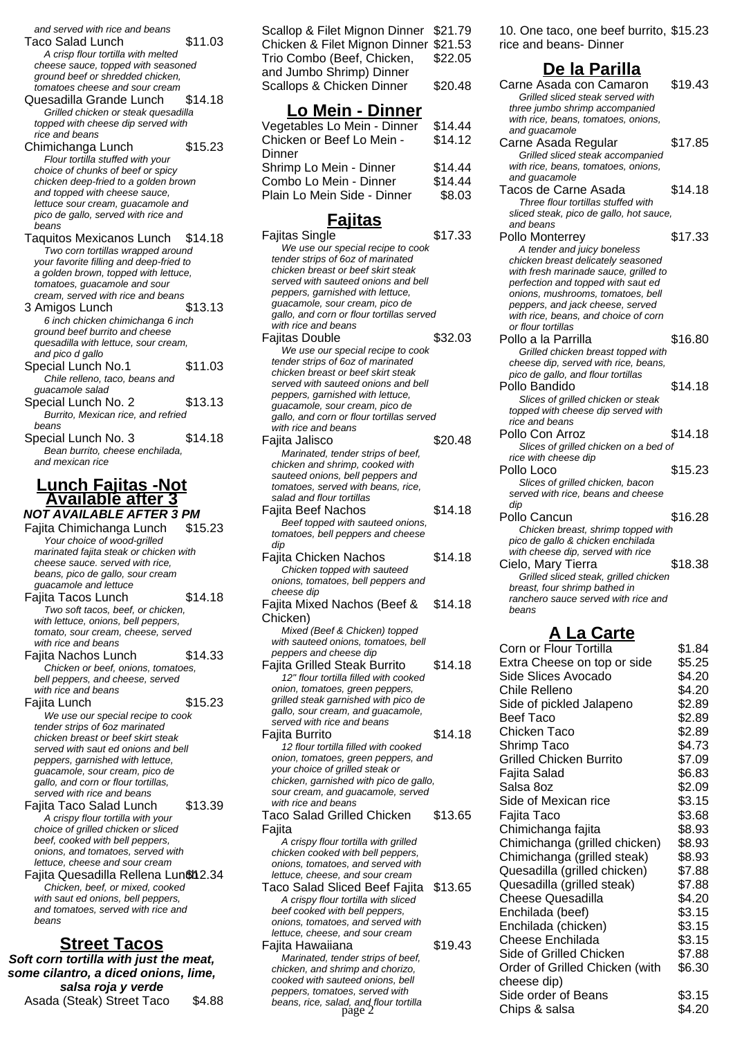*and served with rice and beans*

Taco Salad Lunch $11.03
*A crisp flour tortilla with melted cheese sauce, topped with seasoned ground beef or shredded chicken, tomatoes cheese and sour cream*

Quesadilla Grande Lunch $14.18
*Grilled chicken or steak quesadilla topped with cheese dip served with rice and beans*

Chimichanga Lunch $15.23
*Flour tortilla stuffed with your choice of chunks of beef or spicy chicken deep-fried to a golden brown and topped with cheese sauce, lettuce sour cream, guacamole and pico de gallo, served with rice and beans*

Taquitos Mexicanos Lunch $14.18
*Two corn tortillas wrapped around your favorite filling and deep-fried to a golden brown, topped with lettuce, tomatoes, guacamole and sour cream, served with rice and beans*

3 Amigos Lunch $13.13
*6 inch chicken chimichanga 6 inch ground beef burrito and cheese quesadilla with lettuce, sour cream, and pico d gallo*

Special Lunch No.1 $11.03
*Chile relleno, taco, beans and guacamole salad*

Special Lunch No. 2 $13.13
*Burrito, Mexican rice, and refried beans*

Special Lunch No. 3 $14.18
*Bean burrito, cheese enchilada, and mexican rice*

## Lunch Fajitas -Not Available after 3

***NOT AVAILABLE AFTER 3 PM***

Fajita Chimichanga Lunch $15.23
*Your choice of wood-grilled marinated fajita steak or chicken with cheese sauce. served with rice, beans, pico de gallo, sour cream guacamole and lettuce*

Fajita Tacos Lunch $14.18
*Two soft tacos, beef, or chicken, with lettuce, onions, bell peppers, tomato, sour cream, cheese, served with rice and beans*

Fajita Nachos Lunch $14.33
*Chicken or beef, onions, tomatoes, bell peppers, and cheese, served with rice and beans*

Fajita Lunch $15.23
*We use our special recipe to cook tender strips of 6oz marinated chicken breast or beef skirt steak served with saut ed onions and bell peppers, garnished with lettuce, guacamole, sour cream, pico de gallo, and corn or flour tortillas, served with rice and beans*

Fajita Taco Salad Lunch $13.39
*A crispy flour tortilla with your choice of grilled chicken or sliced beef, cooked with bell peppers, onions, and tomatoes, served with lettuce, cheese and sour cream*

Fajita Quesadilla Rellena Lunch $12.34
*Chicken, beef, or mixed, cooked with saut ed onions, bell peppers, and tomatoes, served with rice and beans*

## Street Tacos

***Soft corn tortilla with just the meat, some cilantro, a diced onions, lime, salsa roja y verde***

Asada (Steak) Street Taco $4.88

Scallop & Filet Mignon Dinner $21.79

Chicken & Filet Mignon Dinner $21.53

Trio Combo (Beef, Chicken, and Jumbo Shrimp) Dinner $22.05

Scallops & Chicken Dinner $20.48

## Lo Mein - Dinner

Vegetables Lo Mein - Dinner $14.44

Chicken or Beef Lo Mein - Dinner $14.12

Shrimp Lo Mein - Dinner $14.44

Combo Lo Mein - Dinner $14.44

Plain Lo Mein Side - Dinner $8.03

## Fajitas

Fajitas Single $17.33
*We use our special recipe to cook tender strips of 6oz of marinated chicken breast or beef skirt steak served with sauteed onions and bell peppers, garnished with lettuce, guacamole, sour cream, pico de gallo, and corn or flour tortillas served with rice and beans*

Fajitas Double $32.03
*We use our special recipe to cook tender strips of 6oz of marinated chicken breast or beef skirt steak served with sauteed onions and bell peppers, garnished with lettuce, guacamole, sour cream, pico de gallo, and corn or flour tortillas served with rice and beans*

Fajita Jalisco $20.48
*Marinated, tender strips of beef, chicken and shrimp, cooked with sauteed onions, bell peppers and tomatoes, served with beans, rice, salad and flour tortillas*

Fajita Beef Nachos $14.18
*Beef topped with sauteed onions, tomatoes, bell peppers and cheese dip*

Fajita Chicken Nachos $14.18
*Chicken topped with sauteed onions, tomatoes, bell peppers and cheese dip*

Fajita Mixed Nachos (Beef & Chicken) $14.18
*Mixed (Beef & Chicken) topped with sauteed onions, tomatoes, bell peppers and cheese dip*

Fajita Grilled Steak Burrito $14.18
*12" flour tortilla filled with cooked onion, tomatoes, green peppers, grilled steak garnished with pico de gallo, sour cream, and guacamole, served with rice and beans*

Fajita Burrito $14.18
*12 flour tortilla filled with cooked onion, tomatoes, green peppers, and your choice of grilled steak or chicken, garnished with pico de gallo, sour cream, and guacamole, served with rice and beans*

Taco Salad Grilled Chicken Fajita $13.65
*A crispy flour tortilla with grilled chicken cooked with bell peppers, onions, tomatoes, and served with lettuce, cheese, and sour cream*

Taco Salad Sliced Beef Fajita $13.65
*A crispy flour tortilla with sliced beef cooked with bell peppers, onions, tomatoes, and served with lettuce, cheese, and sour cream*

Fajita Hawaiiana $19.43
*Marinated, tender strips of beef, chicken, and shrimp and chorizo, cooked with sauteed onions, bell peppers, tomatoes, served with beans, rice, salad, and flour tortilla*

10. One taco, one beef burrito, rice and beans- Dinner $15.23

## De la Parilla

Carne Asada con Camaron $19.43
*Grilled sliced steak served with three jumbo shrimp accompanied with rice, beans, tomatoes, onions, and guacamole*

Carne Asada Regular $17.85
*Grilled sliced steak accompanied with rice, beans, tomatoes, onions, and guacamole*

Tacos de Carne Asada $14.18
*Three flour tortillas stuffed with sliced steak, pico de gallo, hot sauce, and beans*

Pollo Monterrey $17.33
*A tender and juicy boneless chicken breast delicately seasoned with fresh marinade sauce, grilled to perfection and topped with saut ed onions, mushrooms, tomatoes, bell peppers, and jack cheese, served with rice, beans, and choice of corn or flour tortillas*

Pollo a la Parrilla $16.80
*Grilled chicken breast topped with cheese dip, served with rice, beans, pico de gallo, and flour tortillas*

Pollo Bandido $14.18
*Slices of grilled chicken or steak topped with cheese dip served with rice and beans*

Pollo Con Arroz $14.18
*Slices of grilled chicken on a bed of rice with cheese dip*

Pollo Loco $15.23
*Slices of grilled chicken, bacon served with rice, beans and cheese dip*

Pollo Cancun $16.28
*Chicken breast, shrimp topped with pico de gallo & chicken enchilada with cheese dip, served with rice*

Cielo, Mary Tierra $18.38
*Grilled sliced steak, grilled chicken breast, four shrimp bathed in ranchero sauce served with rice and beans*

## A La Carte

| | |
|---|---|
| Corn or Flour Tortilla | $1.84 |
| Extra Cheese on top or side | $5.25 |
| Side Slices Avocado | $4.20 |
| Chile Relleno | $4.20 |
| Side of pickled Jalapeno | $2.89 |
| Beef Taco | $2.89 |
| Chicken Taco | $2.89 |
| Shrimp Taco | $4.73 |
| Grilled Chicken Burrito | $7.09 |
| Fajita Salad | $6.83 |
| Salsa 8oz | $2.09 |
| Side of Mexican rice | $3.15 |
| Fajita Taco | $3.68 |
| Chimichanga fajita | $8.93 |
| Chimichanga (grilled chicken) | $8.93 |
| Chimichanga (grilled steak) | $8.93 |
| Quesadilla (grilled chicken) | $7.88 |
| Quesadilla (grilled steak) | $7.88 |
| Cheese Quesadilla | $4.20 |
| Enchilada (beef) | $3.15 |
| Enchilada (chicken) | $3.15 |
| Cheese Enchilada | $3.15 |
| Side of Grilled Chicken | $7.88 |
| Order of Grilled Chicken (with cheese dip) | $6.30 |
| Side order of Beans | $3.15 |
| Chips & salsa | $4.20 |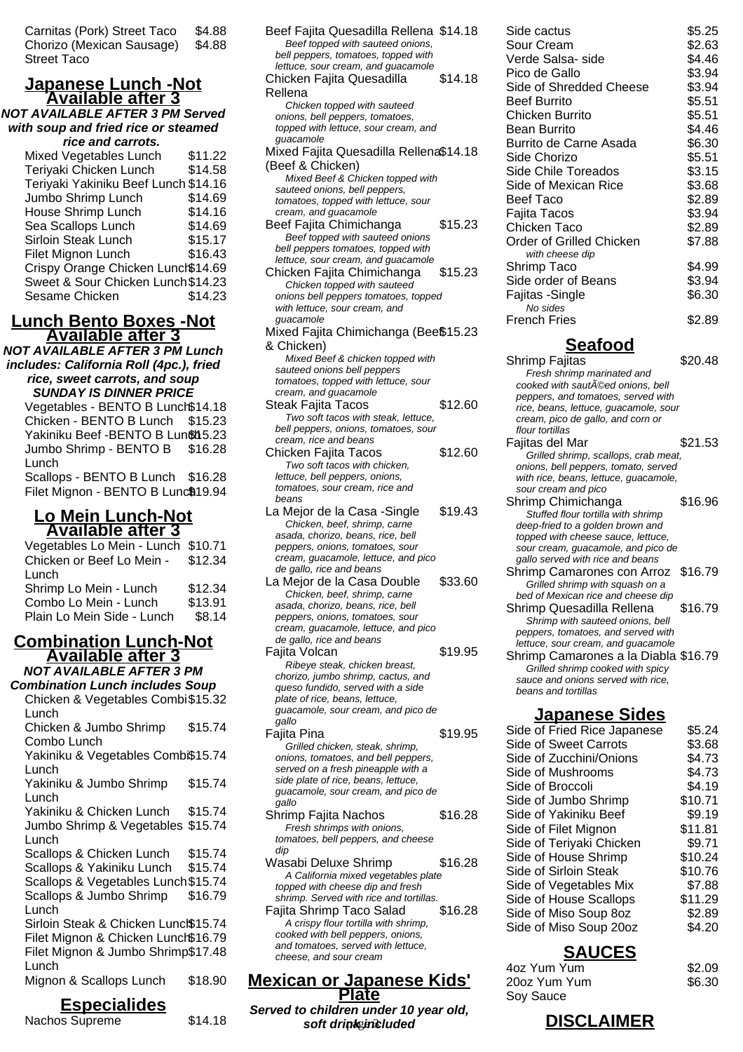| | |
|---|---|
| Carnitas (Pork) Street Taco | $4.88 |
| Chorizo (Mexican Sausage) Street Taco | $4.88 |

## Japanese Lunch -Not Available after 3

***NOT AVAILABLE AFTER 3 PM Served with soup and fried rice or steamed rice and carrots.***

| | |
|---|---|
| Mixed Vegetables Lunch | $11.22 |
| Teriyaki Chicken Lunch | $14.58 |
| Teriyaki Yakiniku Beef Lunch | $14.16 |
| Jumbo Shrimp Lunch | $14.69 |
| House Shrimp Lunch | $14.16 |
| Sea Scallops Lunch | $14.69 |
| Sirloin Steak Lunch | $15.17 |
| Filet Mignon Lunch | $16.43 |
| Crispy Orange Chicken Lunch | $14.69 |
| Sweet & Sour Chicken Lunch | $14.23 |
| Sesame Chicken | $14.23 |

## Lunch Bento Boxes -Not Available after 3

***NOT AVAILABLE AFTER 3 PM Lunch includes: California Roll (4pc.), fried rice, sweet carrots, and soup SUNDAY IS DINNER PRICE***

| | |
|---|---|
| Vegetables - BENTO B Lunch | $14.18 |
| Chicken - BENTO B Lunch | $15.23 |
| Yakiniku Beef -BENTO B Lunch | $15.23 |
| Jumbo Shrimp - BENTO B Lunch | $16.28 |
| Scallops - BENTO B Lunch | $16.28 |
| Filet Mignon - BENTO B Lunch | $19.94 |

## Lo Mein Lunch-Not Available after 3

| | |
|---|---|
| Vegetables Lo Mein - Lunch | $10.71 |
| Chicken or Beef Lo Mein - Lunch | $12.34 |
| Shrimp Lo Mein - Lunch | $12.34 |
| Combo Lo Mein - Lunch | $13.91 |
| Plain Lo Mein Side - Lunch | $8.14 |

## Combination Lunch-Not Available after 3

***NOT AVAILABLE AFTER 3 PM Combination Lunch includes Soup***

| | |
|---|---|
| Chicken & Vegetables Combo Lunch | $15.32 |
| Chicken & Jumbo Shrimp Combo Lunch | $15.74 |
| Yakiniku & Vegetables Combo Lunch | $15.74 |
| Yakiniku & Jumbo Shrimp Lunch | $15.74 |
| Yakiniku & Chicken Lunch | $15.74 |
| Jumbo Shrimp & Vegetables Lunch | $15.74 |
| Scallops & Chicken Lunch | $15.74 |
| Scallops & Yakiniku Lunch | $15.74 |
| Scallops & Vegetables Lunch | $15.74 |
| Scallops & Jumbo Shrimp Lunch | $16.79 |
| Sirloin Steak & Chicken Lunch | $15.74 |
| Filet Mignon & Chicken Lunch | $16.79 |
| Filet Mignon & Jumbo Shrimp Lunch | $17.48 |
| Mignon & Scallops Lunch | $18.90 |

## Especialides

Nachos Supreme — $14.18

Beef Fajita Quesadilla Rellena — $14.18
*Beef topped with sauteed onions, bell peppers, tomatoes, topped with lettuce, sour cream, and guacamole*

Chicken Fajita Quesadilla Rellena — $14.18
*Chicken topped with sauteed onions, bell peppers, tomatoes, topped with lettuce, sour cream, and guacamole*

Mixed Fajita Quesadilla Rellena (Beef & Chicken) — $14.18
*Mixed Beef & Chicken topped with sauteed onions, bell peppers, tomatoes, topped with lettuce, sour cream, and guacamole*

Beef Fajita Chimichanga — $15.23
*Beef topped with sauteed onions bell peppers tomatoes, topped with lettuce, sour cream, and guacamole*

Chicken Fajita Chimichanga — $15.23
*Chicken topped with sauteed onions bell peppers tomatoes, topped with lettuce, sour cream, and guacamole*

Mixed Fajita Chimichanga (Beef & Chicken) — $15.23
*Mixed Beef & chicken topped with sauteed onions bell peppers tomatoes, topped with lettuce, sour cream, and guacamole*

Steak Fajita Tacos — $12.60
*Two soft tacos with steak, lettuce, bell peppers, onions, tomatoes, sour cream, rice and beans*

Chicken Fajita Tacos — $12.60
*Two soft tacos with chicken, lettuce, bell peppers, onions, tomatoes, sour cream, rice and beans*

La Mejor de la Casa -Single — $19.43
*Chicken, beef, shrimp, carne asada, chorizo, beans, rice, bell peppers, onions, tomatoes, sour cream, guacamole, lettuce, and pico de gallo, rice and beans*

La Mejor de la Casa Double — $33.60
*Chicken, beef, shrimp, carne asada, chorizo, beans, rice, bell peppers, onions, tomatoes, sour cream, guacamole, lettuce, and pico de gallo, rice and beans*

Fajita Volcan — $19.95
*Ribeye steak, chicken breast, chorizo, jumbo shrimp, cactus, and queso fundido, served with a side plate of rice, beans, lettuce, guacamole, sour cream, and pico de gallo*

Fajita Pina — $19.95
*Grilled chicken, steak, shrimp, onions, tomatoes, and bell peppers, served on a fresh pineapple with a side plate of rice, beans, lettuce, guacamole, sour cream, and pico de gallo*

Shrimp Fajita Nachos — $16.28
*Fresh shrimps with onions, tomatoes, bell peppers, and cheese dip*

Wasabi Deluxe Shrimp — $16.28
*A California mixed vegetables plate topped with cheese dip and fresh shrimp. Served with rice and tortillas.*

Fajita Shrimp Taco Salad — $16.28
*A crispy flour tortilla with shrimp, cooked with bell peppers, onions, and tomatoes, served with lettuce, cheese, and sour cream*

## Mexican or Japanese Kids' Plate

***Served to children under 10 year old, soft drink included***

| | |
|---|---|
| Side cactus | $5.25 |
| Sour Cream | $2.63 |
| Verde Salsa- side | $4.46 |
| Pico de Gallo | $3.94 |
| Side of Shredded Cheese | $3.94 |
| Beef Burrito | $5.51 |
| Chicken Burrito | $5.51 |
| Bean Burrito | $4.46 |
| Burrito de Carne Asada | $6.30 |
| Side Chorizo | $5.51 |
| Side Chile Toreados | $3.15 |
| Side of Mexican Rice | $3.68 |
| Beef Taco | $2.89 |
| Fajita Tacos | $3.94 |
| Chicken Taco | $2.89 |
| Order of Grilled Chicken *with cheese dip* | $7.88 |
| Shrimp Taco | $4.99 |
| Side order of Beans | $3.94 |
| Fajitas -Single *No sides* | $6.30 |
| French Fries | $2.89 |

## Seafood

Shrimp Fajitas — $20.48
*Fresh shrimp marinated and cooked with sautÃ©ed onions, bell peppers, and tomatoes, served with rice, beans, lettuce, guacamole, sour cream, pico de gallo, and corn or flour tortillas*

Fajitas del Mar — $21.53
*Grilled shrimp, scallops, crab meat, onions, bell peppers, tomato, served with rice, beans, lettuce, guacamole, sour cream and pico*

Shrimp Chimichanga — $16.96
*Stuffed flour tortilla with shrimp deep-fried to a golden brown and topped with cheese sauce, lettuce, sour cream, guacamole, and pico de gallo served with rice and beans*

Shrimp Camarones con Arroz — $16.79
*Grilled shrimp with squash on a bed of Mexican rice and cheese dip*

Shrimp Quesadilla Rellena — $16.79
*Shrimp with sauteed onions, bell peppers, tomatoes, and served with lettuce, sour cream, and guacamole*

Shrimp Camarones a la Diabla — $16.79
*Grilled shrimp cooked with spicy sauce and onions served with rice, beans and tortillas*

## Japanese Sides

| | |
|---|---|
| Side of Fried Rice Japanese | $5.24 |
| Side of Sweet Carrots | $3.68 |
| Side of Zucchini/Onions | $4.73 |
| Side of Mushrooms | $4.73 |
| Side of Broccoli | $4.19 |
| Side of Jumbo Shrimp | $10.71 |
| Side of Yakiniku Beef | $9.19 |
| Side of Filet Mignon | $11.81 |
| Side of Teriyaki Chicken | $9.71 |
| Side of House Shrimp | $10.24 |
| Side of Sirloin Steak | $10.76 |
| Side of Vegetables Mix | $7.88 |
| Side of House Scallops | $11.29 |
| Side of Miso Soup 8oz | $2.89 |
| Side of Miso Soup 20oz | $4.20 |

## SAUCES

| | |
|---|---|
| 4oz Yum Yum | $2.09 |
| 20oz Yum Yum | $6.30 |
| Soy Sauce | |

## DISCLAIMER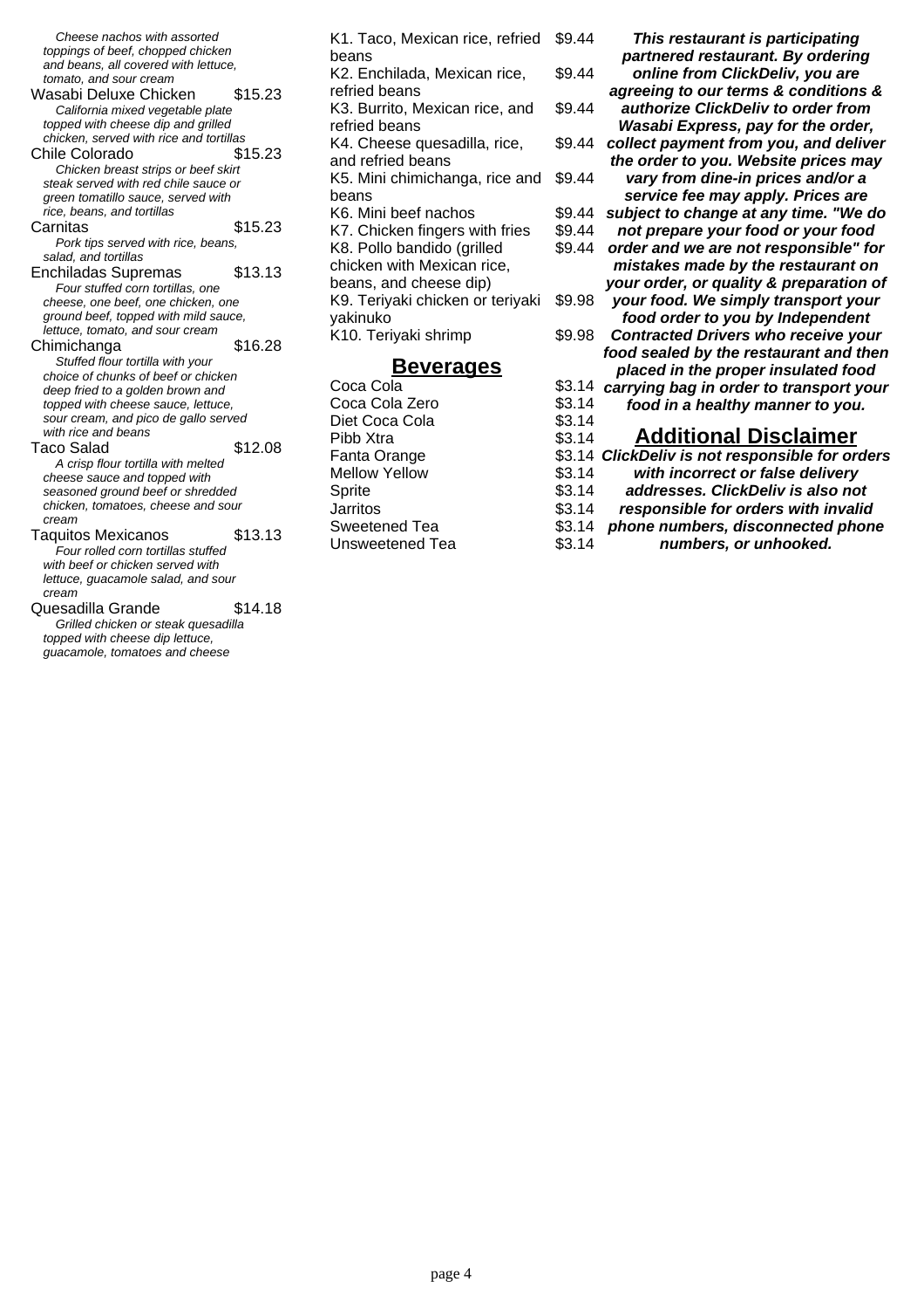*Cheese nachos with assorted toppings of beef, chopped chicken and beans, all covered with lettuce, tomato, and sour cream*

Wasabi Deluxe Chicken $15.23
*California mixed vegetable plate topped with cheese dip and grilled chicken, served with rice and tortillas*

Chile Colorado $15.23
*Chicken breast strips or beef skirt steak served with red chile sauce or green tomatillo sauce, served with rice, beans, and tortillas*

Carnitas $15.23
*Pork tips served with rice, beans, salad, and tortillas*

Enchiladas Supremas $13.13
*Four stuffed corn tortillas, one cheese, one beef, one chicken, one ground beef, topped with mild sauce, lettuce, tomato, and sour cream*

Chimichanga $16.28
*Stuffed flour tortilla with your choice of chunks of beef or chicken deep fried to a golden brown and topped with cheese sauce, lettuce, sour cream, and pico de gallo served with rice and beans*

Taco Salad $12.08
*A crisp flour tortilla with melted cheese sauce and topped with seasoned ground beef or shredded chicken, tomatoes, cheese and sour cream*

Taquitos Mexicanos $13.13
*Four rolled corn tortillas stuffed with beef or chicken served with lettuce, guacamole salad, and sour cream*

Quesadilla Grande $14.18
*Grilled chicken or steak quesadilla topped with cheese dip lettuce, guacamole, tomatoes and cheese*

K1. Taco, Mexican rice, refried beans $9.44
K2. Enchilada, Mexican rice, refried beans $9.44
K3. Burrito, Mexican rice, and refried beans $9.44
K4. Cheese quesadilla, rice, and refried beans $9.44
K5. Mini chimichanga, rice and beans $9.44
K6. Mini beef nachos $9.44
K7. Chicken fingers with fries $9.44
K8. Pollo bandido (grilled chicken with Mexican rice, beans, and cheese dip) $9.44
K9. Teriyaki chicken or teriyaki yakinuko $9.98
K10. Teriyaki shrimp $9.98

## Beverages

Coca Cola $3.14
Coca Cola Zero $3.14
Diet Coca Cola $3.14
Pibb Xtra $3.14
Fanta Orange $3.14
Mellow Yellow $3.14
Sprite $3.14
Jarritos $3.14
Sweetened Tea $3.14
Unsweetened Tea $3.14

***This restaurant is participating partnered restaurant. By ordering online from ClickDeliv, you are agreeing to our terms & conditions & authorize ClickDeliv to order from Wasabi Express, pay for the order, collect payment from you, and deliver the order to you. Website prices may vary from dine-in prices and/or a service fee may apply. Prices are subject to change at any time. "We do not prepare your food or your food order and we are not responsible" for mistakes made by the restaurant on your order, or quality & preparation of your food. We simply transport your food order to you by Independent Contracted Drivers who receive your food sealed by the restaurant and then placed in the proper insulated food carrying bag in order to transport your food in a healthy manner to you.***

## Additional Disclaimer

***ClickDeliv is not responsible for orders with incorrect or false delivery addresses. ClickDeliv is also not responsible for orders with invalid phone numbers, disconnected phone numbers, or unhooked.***